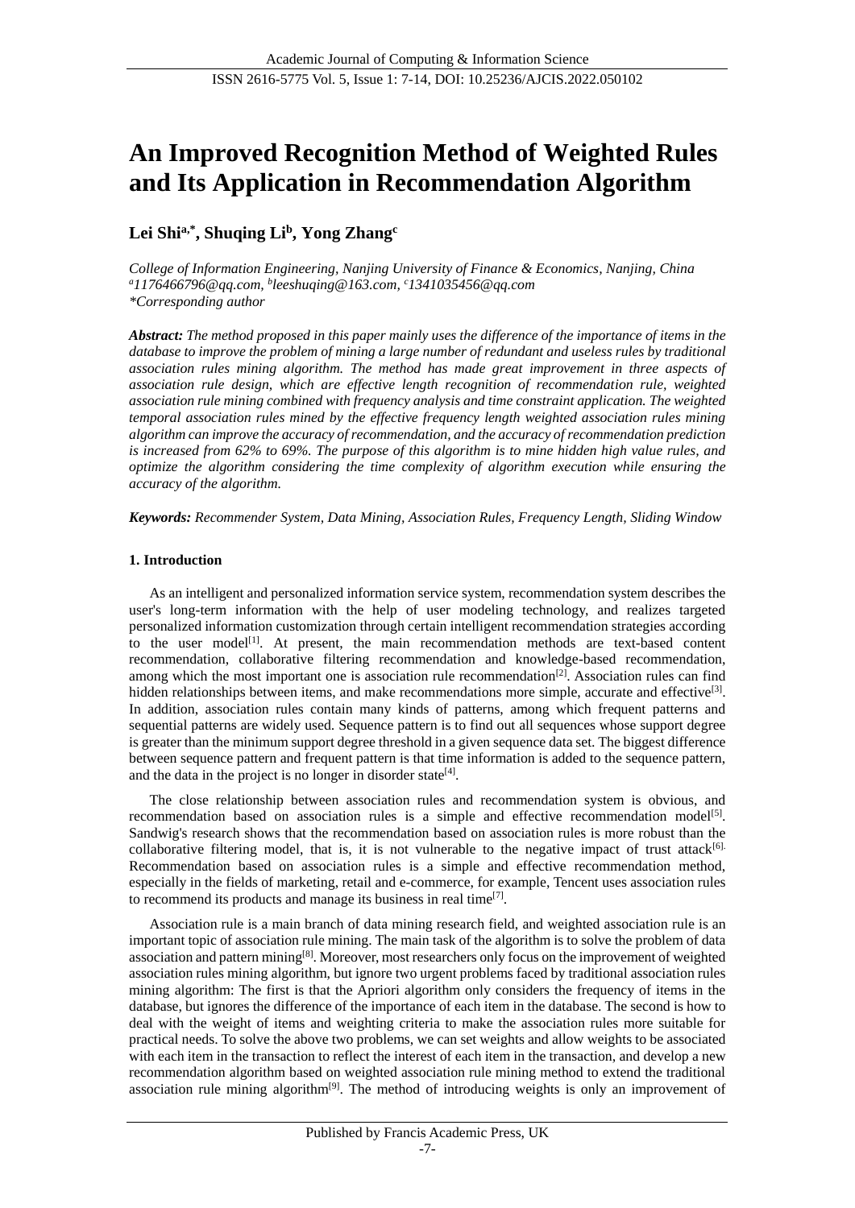# An Improved Recognition Method of Weighted Rules and Its Application in Recommendation Algorithm

**Lei Shi[a,*], Shuqing Li[b], Yong Zhang[c]**

*College of Information Engineering, Nanjing University of Finance & Economics, Nanjing, China*
*[a]1176466796@qq.com, [b]leeshuqing@163.com, [c]1341035456@qq.com*
*\*Corresponding author*

***Abstract:*** *The method proposed in this paper mainly uses the difference of the importance of items in the database to improve the problem of mining a large number of redundant and useless rules by traditional association rules mining algorithm. The method has made great improvement in three aspects of association rule design, which are effective length recognition of recommendation rule, weighted association rule mining combined with frequency analysis and time constraint application. The weighted temporal association rules mined by the effective frequency length weighted association rules mining algorithm can improve the accuracy of recommendation, and the accuracy of recommendation prediction is increased from 62% to 69%. The purpose of this algorithm is to mine hidden high value rules, and optimize the algorithm considering the time complexity of algorithm execution while ensuring the accuracy of the algorithm.*

***Keywords:*** *Recommender System, Data Mining, Association Rules, Frequency Length, Sliding Window*

## 1. Introduction

As an intelligent and personalized information service system, recommendation system describes the user's long-term information with the help of user modeling technology, and realizes targeted personalized information customization through certain intelligent recommendation strategies according to the user model[1]. At present, the main recommendation methods are text-based content recommendation, collaborative filtering recommendation and knowledge-based recommendation, among which the most important one is association rule recommendation[2]. Association rules can find hidden relationships between items, and make recommendations more simple, accurate and effective[3]. In addition, association rules contain many kinds of patterns, among which frequent patterns and sequential patterns are widely used. Sequence pattern is to find out all sequences whose support degree is greater than the minimum support degree threshold in a given sequence data set. The biggest difference between sequence pattern and frequent pattern is that time information is added to the sequence pattern, and the data in the project is no longer in disorder state[4].

The close relationship between association rules and recommendation system is obvious, and recommendation based on association rules is a simple and effective recommendation model[5]. Sandwig's research shows that the recommendation based on association rules is more robust than the collaborative filtering model, that is, it is not vulnerable to the negative impact of trust attack[6]. Recommendation based on association rules is a simple and effective recommendation method, especially in the fields of marketing, retail and e-commerce, for example, Tencent uses association rules to recommend its products and manage its business in real time[7].

Association rule is a main branch of data mining research field, and weighted association rule is an important topic of association rule mining. The main task of the algorithm is to solve the problem of data association and pattern mining[8]. Moreover, most researchers only focus on the improvement of weighted association rules mining algorithm, but ignore two urgent problems faced by traditional association rules mining algorithm: The first is that the Apriori algorithm only considers the frequency of items in the database, but ignores the difference of the importance of each item in the database. The second is how to deal with the weight of items and weighting criteria to make the association rules more suitable for practical needs. To solve the above two problems, we can set weights and allow weights to be associated with each item in the transaction to reflect the interest of each item in the transaction, and develop a new recommendation algorithm based on weighted association rule mining method to extend the traditional association rule mining algorithm[9]. The method of introducing weights is only an improvement of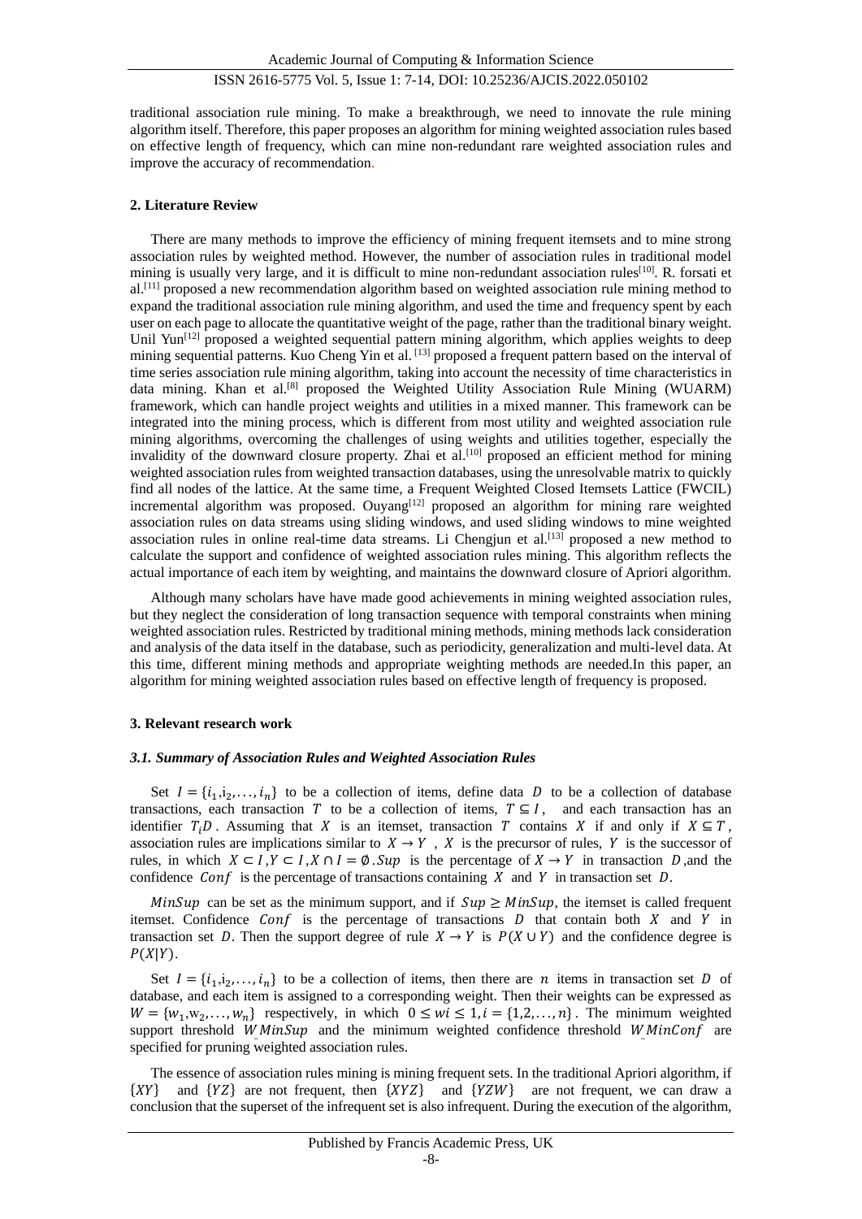traditional association rule mining. To make a breakthrough, we need to innovate the rule mining algorithm itself. Therefore, this paper proposes an algorithm for mining weighted association rules based on effective length of frequency, which can mine non-redundant rare weighted association rules and improve the accuracy of recommendation.

## 2. Literature Review

There are many methods to improve the efficiency of mining frequent itemsets and to mine strong association rules by weighted method. However, the number of association rules in traditional model mining is usually very large, and it is difficult to mine non-redundant association rules[10]. R. forsati et al.[11] proposed a new recommendation algorithm based on weighted association rule mining method to expand the traditional association rule mining algorithm, and used the time and frequency spent by each user on each page to allocate the quantitative weight of the page, rather than the traditional binary weight. Unil Yun[12] proposed a weighted sequential pattern mining algorithm, which applies weights to deep mining sequential patterns. Kuo Cheng Yin et al. [13] proposed a frequent pattern based on the interval of time series association rule mining algorithm, taking into account the necessity of time characteristics in data mining. Khan et al.[8] proposed the Weighted Utility Association Rule Mining (WUARM) framework, which can handle project weights and utilities in a mixed manner. This framework can be integrated into the mining process, which is different from most utility and weighted association rule mining algorithms, overcoming the challenges of using weights and utilities together, especially the invalidity of the downward closure property. Zhai et al.[10] proposed an efficient method for mining weighted association rules from weighted transaction databases, using the unresolvable matrix to quickly find all nodes of the lattice. At the same time, a Frequent Weighted Closed Itemsets Lattice (FWCIL) incremental algorithm was proposed. Ouyang[12] proposed an algorithm for mining rare weighted association rules on data streams using sliding windows, and used sliding windows to mine weighted association rules in online real-time data streams. Li Chengjun et al.[13] proposed a new method to calculate the support and confidence of weighted association rules mining. This algorithm reflects the actual importance of each item by weighting, and maintains the downward closure of Apriori algorithm.

Although many scholars have have made good achievements in mining weighted association rules, but they neglect the consideration of long transaction sequence with temporal constraints when mining weighted association rules. Restricted by traditional mining methods, mining methods lack consideration and analysis of the data itself in the database, such as periodicity, generalization and multi-level data. At this time, different mining methods and appropriate weighting methods are needed.In this paper, an algorithm for mining weighted association rules based on effective length of frequency is proposed.

## 3. Relevant research work

### *3.1. Summary of Association Rules and Weighted Association Rules*

Set $I = \{i_1, i_2, \ldots, i_n\}$ to be a collection of items, define data $D$ to be a collection of database transactions, each transaction $T$ to be a collection of items, $T \subseteq I$, and each transaction has an identifier $T_i D$. Assuming that $X$ is an itemset, transaction $T$ contains $X$ if and only if $X \subseteq T$, association rules are implications similar to $X \rightarrow Y$, $X$ is the precursor of rules, $Y$ is the successor of rules, in which $X \subset I, Y \subset I, X \cap I = \emptyset$. $Sup$ is the percentage of $X \rightarrow Y$ in transaction $D$, and the confidence $Conf$ is the percentage of transactions containing $X$ and $Y$ in transaction set $D$.

$MinSup$ can be set as the minimum support, and if $Sup \geq MinSup$, the itemset is called frequent itemset. Confidence $Conf$ is the percentage of transactions $D$ that contain both $X$ and $Y$ in transaction set $D$. Then the support degree of rule $X \rightarrow Y$ is $P(X \cup Y)$ and the confidence degree is $P(X|Y)$.

Set $I = \{i_1, i_2, \ldots, i_n\}$ to be a collection of items, then there are $n$ items in transaction set $D$ of database, and each item is assigned to a corresponding weight. Then their weights can be expressed as $W = \{w_1, w_2, \ldots, w_n\}$ respectively, in which $0 \leq wi \leq 1, i = \{1, 2, \ldots, n\}$. The minimum weighted support threshold $W\_MinSup$ and the minimum weighted confidence threshold $W\_MinConf$ are specified for pruning weighted association rules.

The essence of association rules mining is mining frequent sets. In the traditional Apriori algorithm, if $\{XY\}$ and $\{YZ\}$ are not frequent, then $\{XYZ\}$ and $\{YZW\}$ are not frequent, we can draw a conclusion that the superset of the infrequent set is also infrequent. During the execution of the algorithm,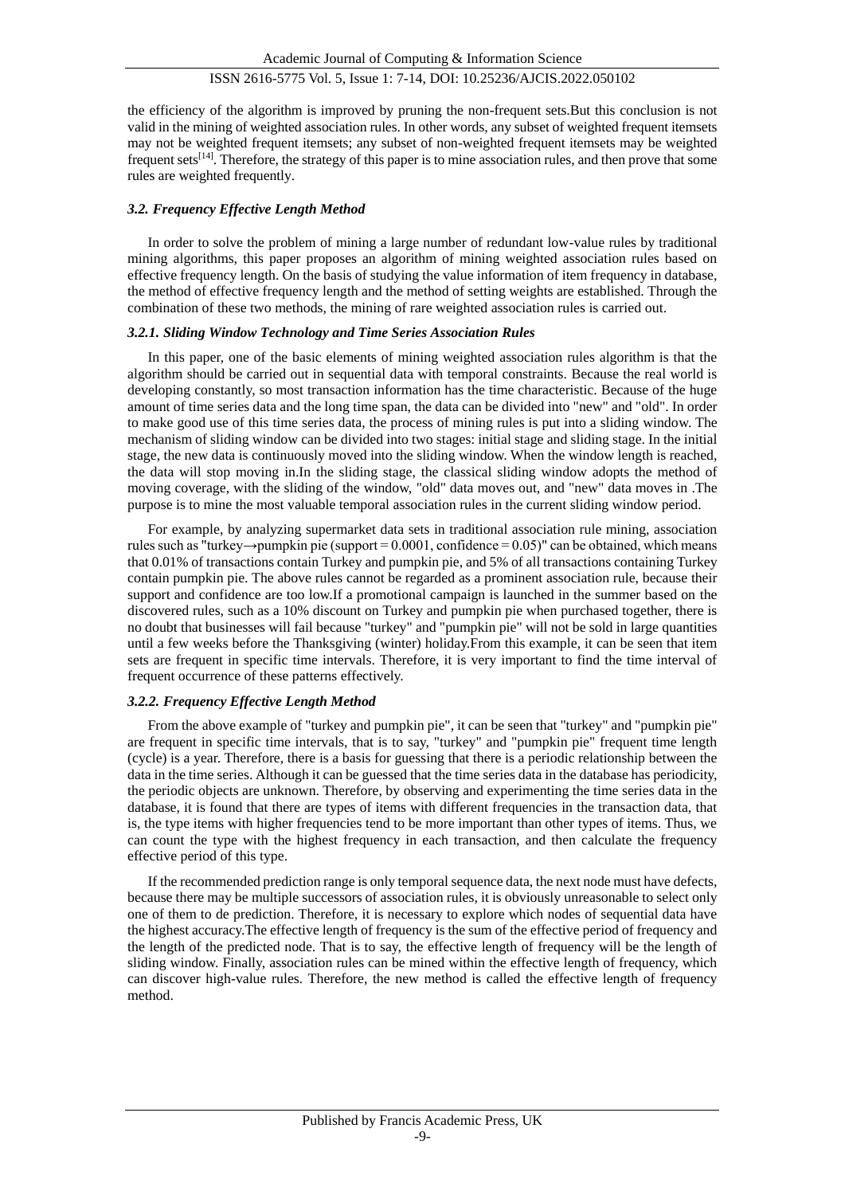the efficiency of the algorithm is improved by pruning the non-frequent sets.But this conclusion is not valid in the mining of weighted association rules. In other words, any subset of weighted frequent itemsets may not be weighted frequent itemsets; any subset of non-weighted frequent itemsets may be weighted frequent sets[14]. Therefore, the strategy of this paper is to mine association rules, and then prove that some rules are weighted frequently.

### *3.2. Frequency Effective Length Method*

In order to solve the problem of mining a large number of redundant low-value rules by traditional mining algorithms, this paper proposes an algorithm of mining weighted association rules based on effective frequency length. On the basis of studying the value information of item frequency in database, the method of effective frequency length and the method of setting weights are established. Through the combination of these two methods, the mining of rare weighted association rules is carried out.

#### *3.2.1. Sliding Window Technology and Time Series Association Rules*

In this paper, one of the basic elements of mining weighted association rules algorithm is that the algorithm should be carried out in sequential data with temporal constraints. Because the real world is developing constantly, so most transaction information has the time characteristic. Because of the huge amount of time series data and the long time span, the data can be divided into "new" and "old". In order to make good use of this time series data, the process of mining rules is put into a sliding window. The mechanism of sliding window can be divided into two stages: initial stage and sliding stage. In the initial stage, the new data is continuously moved into the sliding window. When the window length is reached, the data will stop moving in.In the sliding stage, the classical sliding window adopts the method of moving coverage, with the sliding of the window, "old" data moves out, and "new" data moves in .The purpose is to mine the most valuable temporal association rules in the current sliding window period.

For example, by analyzing supermarket data sets in traditional association rule mining, association rules such as "turkey→pumpkin pie (support = 0.0001, confidence = 0.05)" can be obtained, which means that 0.01% of transactions contain Turkey and pumpkin pie, and 5% of all transactions containing Turkey contain pumpkin pie. The above rules cannot be regarded as a prominent association rule, because their support and confidence are too low.If a promotional campaign is launched in the summer based on the discovered rules, such as a 10% discount on Turkey and pumpkin pie when purchased together, there is no doubt that businesses will fail because "turkey" and "pumpkin pie" will not be sold in large quantities until a few weeks before the Thanksgiving (winter) holiday.From this example, it can be seen that item sets are frequent in specific time intervals. Therefore, it is very important to find the time interval of frequent occurrence of these patterns effectively.

#### *3.2.2. Frequency Effective Length Method*

From the above example of "turkey and pumpkin pie", it can be seen that "turkey" and "pumpkin pie" are frequent in specific time intervals, that is to say, "turkey" and "pumpkin pie" frequent time length (cycle) is a year. Therefore, there is a basis for guessing that there is a periodic relationship between the data in the time series. Although it can be guessed that the time series data in the database has periodicity, the periodic objects are unknown. Therefore, by observing and experimenting the time series data in the database, it is found that there are types of items with different frequencies in the transaction data, that is, the type items with higher frequencies tend to be more important than other types of items. Thus, we can count the type with the highest frequency in each transaction, and then calculate the frequency effective period of this type.

If the recommended prediction range is only temporal sequence data, the next node must have defects, because there may be multiple successors of association rules, it is obviously unreasonable to select only one of them to de prediction. Therefore, it is necessary to explore which nodes of sequential data have the highest accuracy.The effective length of frequency is the sum of the effective period of frequency and the length of the predicted node. That is to say, the effective length of frequency will be the length of sliding window. Finally, association rules can be mined within the effective length of frequency, which can discover high-value rules. Therefore, the new method is called the effective length of frequency method.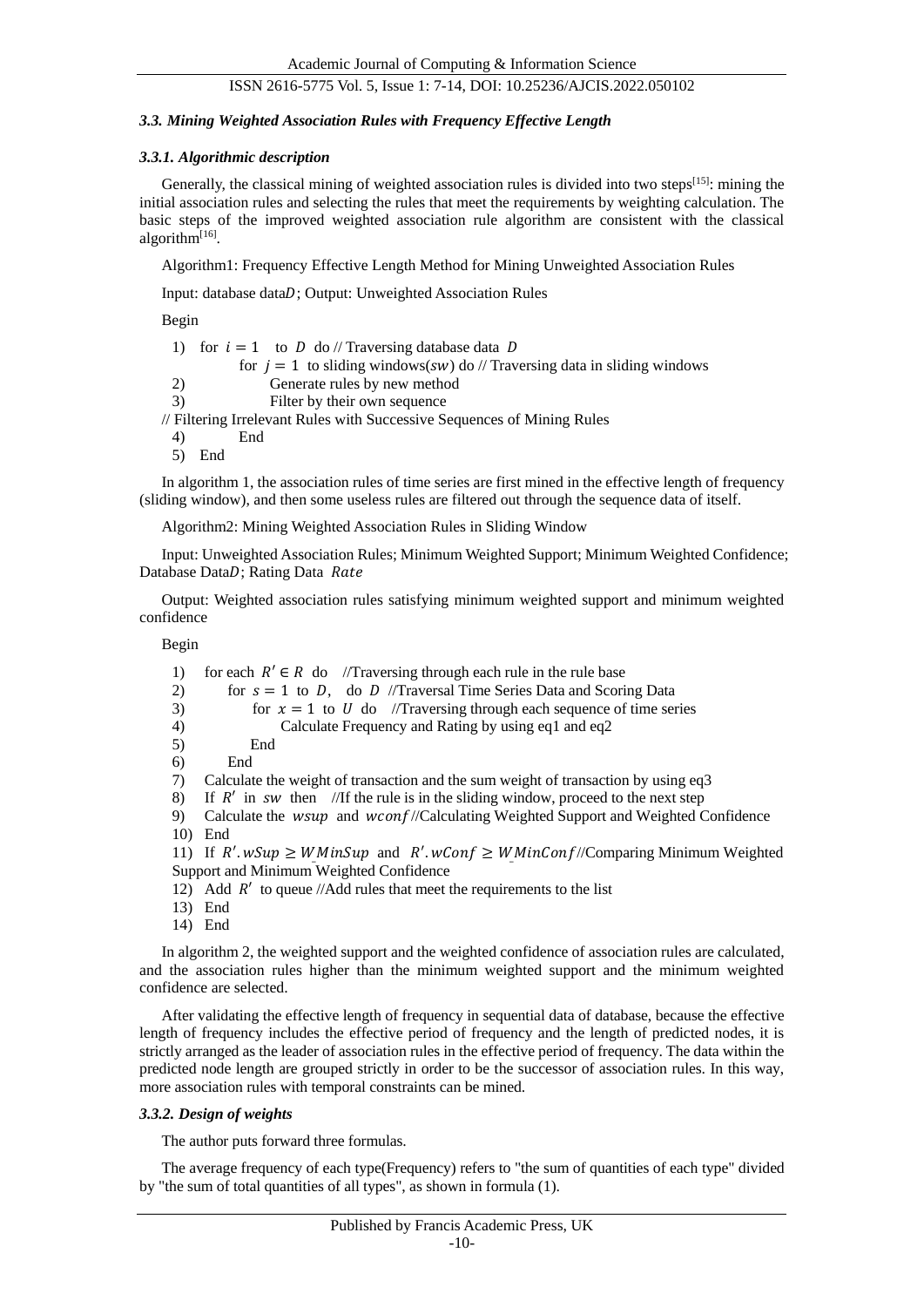### *3.3. Mining Weighted Association Rules with Frequency Effective Length*

#### *3.3.1. Algorithmic description*

Generally, the classical mining of weighted association rules is divided into two steps[15]: mining the initial association rules and selecting the rules that meet the requirements by weighting calculation. The basic steps of the improved weighted association rule algorithm are consistent with the classical algorithm[16].

Algorithm1: Frequency Effective Length Method for Mining Unweighted Association Rules

Input: database data$D$; Output: Unweighted Association Rules

Begin

1) for $i = 1$ to $D$ do // Traversing database data $D$
   for $j = 1$ to sliding windows($sw$) do // Traversing data in sliding windows
2) Generate rules by new method
3) Filter by their own sequence

// Filtering Irrelevant Rules with Successive Sequences of Mining Rules

4) End
5) End

In algorithm 1, the association rules of time series are first mined in the effective length of frequency (sliding window), and then some useless rules are filtered out through the sequence data of itself.

Algorithm2: Mining Weighted Association Rules in Sliding Window

Input: Unweighted Association Rules; Minimum Weighted Support; Minimum Weighted Confidence; Database Data$D$; Rating Data $Rate$

Output: Weighted association rules satisfying minimum weighted support and minimum weighted confidence

Begin

1) for each $R' \in R$ do //Traversing through each rule in the rule base
2) for $s = 1$ to $D$, do $D$ //Traversal Time Series Data and Scoring Data
3) for $x = 1$ to $U$ do //Traversing through each sequence of time series
4) Calculate Frequency and Rating by using eq1 and eq2
5) End
6) End
7) Calculate the weight of transaction and the sum weight of transaction by using eq3
8) If $R'$ in $sw$ then //If the rule is in the sliding window, proceed to the next step
9) Calculate the $wsup$ and $wconf$ //Calculating Weighted Support and Weighted Confidence
10) End
11) If $R'.wSup \geq W\_MinSup$ and $R'.wConf \geq W\_MinConf$ //Comparing Minimum Weighted Support and Minimum Weighted Confidence
12) Add $R'$ to queue //Add rules that meet the requirements to the list
13) End
14) End

In algorithm 2, the weighted support and the weighted confidence of association rules are calculated, and the association rules higher than the minimum weighted support and the minimum weighted confidence are selected.

After validating the effective length of frequency in sequential data of database, because the effective length of frequency includes the effective period of frequency and the length of predicted nodes, it is strictly arranged as the leader of association rules in the effective period of frequency. The data within the predicted node length are grouped strictly in order to be the successor of association rules. In this way, more association rules with temporal constraints can be mined.

#### *3.3.2. Design of weights*

The author puts forward three formulas.

The average frequency of each type(Frequency) refers to "the sum of quantities of each type" divided by "the sum of total quantities of all types", as shown in formula (1).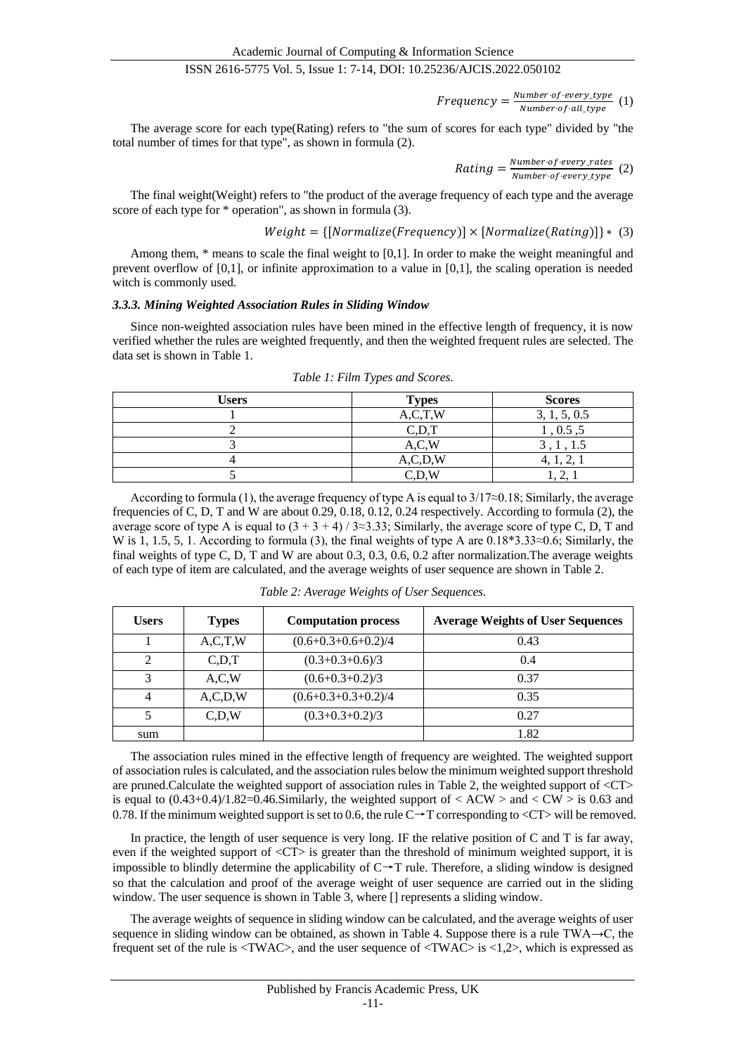$$Frequency = \frac{Number \cdot of \cdot every\_type}{Number \cdot of \cdot all\_type} \quad (1)$$

The average score for each type(Rating) refers to "the sum of scores for each type" divided by "the total number of times for that type", as shown in formula (2).

$$Rating = \frac{Number \cdot of \cdot every\_rates}{Number \cdot of \cdot every\_type} \quad (2)$$

The final weight(Weight) refers to "the product of the average frequency of each type and the average score of each type for * operation", as shown in formula (3).

$$Weight = \{[Normalize(Frequency)] \times [Normalize(Rating)]\} * \quad (3)$$

Among them, * means to scale the final weight to [0,1]. In order to make the weight meaningful and prevent overflow of [0,1], or infinite approximation to a value in [0,1], the scaling operation is needed witch is commonly used.

### *3.3.3. Mining Weighted Association Rules in Sliding Window*

Since non-weighted association rules have been mined in the effective length of frequency, it is now verified whether the rules are weighted frequently, and then the weighted frequent rules are selected. The data set is shown in Table 1.

*Table 1: Film Types and Scores.*

| Users | Types | Scores |
|---|---|---|
| 1 | A,C,T,W | 3, 1, 5, 0.5 |
| 2 | C,D,T | 1 , 0.5 ,5 |
| 3 | A,C,W | 3 , 1 , 1.5 |
| 4 | A,C,D,W | 4, 1, 2, 1 |
| 5 | C,D,W | 1, 2, 1 |

According to formula (1), the average frequency of type A is equal to 3/17≈0.18; Similarly, the average frequencies of C, D, T and W are about 0.29, 0.18, 0.12, 0.24 respectively. According to formula (2), the average score of type A is equal to (3 + 3 + 4) / 3≈3.33; Similarly, the average score of type C, D, T and W is 1, 1.5, 5, 1. According to formula (3), the final weights of type A are 0.18*3.33≈0.6; Similarly, the final weights of type C, D, T and W are about 0.3, 0.3, 0.6, 0.2 after normalization.The average weights of each type of item are calculated, and the average weights of user sequence are shown in Table 2.

*Table 2: Average Weights of User Sequences.*

| Users | Types | Computation process | Average Weights of User Sequences |
|---|---|---|---|
| 1 | A,C,T,W | (0.6+0.3+0.6+0.2)/4 | 0.43 |
| 2 | C,D,T | (0.3+0.3+0.6)/3 | 0.4 |
| 3 | A,C,W | (0.6+0.3+0.2)/3 | 0.37 |
| 4 | A,C,D,W | (0.6+0.3+0.3+0.2)/4 | 0.35 |
| 5 | C,D,W | (0.3+0.3+0.2)/3 | 0.27 |
| sum | | | 1.82 |

The association rules mined in the effective length of frequency are weighted. The weighted support of association rules is calculated, and the association rules below the minimum weighted support threshold are pruned.Calculate the weighted support of association rules in Table 2, the weighted support of <CT> is equal to (0.43+0.4)/1.82=0.46.Similarly, the weighted support of < ACW > and < CW > is 0.63 and 0.78. If the minimum weighted support is set to 0.6, the rule C→T corresponding to <CT> will be removed.

In practice, the length of user sequence is very long. IF the relative position of C and T is far away, even if the weighted support of <CT> is greater than the threshold of minimum weighted support, it is impossible to blindly determine the applicability of C→T rule. Therefore, a sliding window is designed so that the calculation and proof of the average weight of user sequence are carried out in the sliding window. The user sequence is shown in Table 3, where [] represents a sliding window.

The average weights of sequence in sliding window can be calculated, and the average weights of user sequence in sliding window can be obtained, as shown in Table 4. Suppose there is a rule TWA→C, the frequent set of the rule is <TWAC>, and the user sequence of <TWAC> is <1,2>, which is expressed as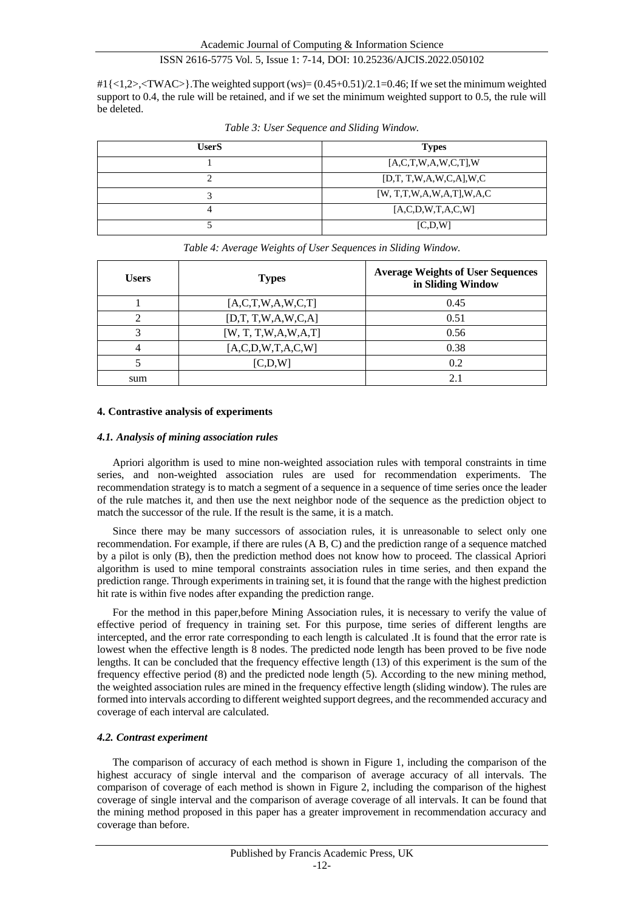#1{<1,2>,<TWAC>}.The weighted support (ws)= (0.45+0.51)/2.1=0.46; If we set the minimum weighted support to 0.4, the rule will be retained, and if we set the minimum weighted support to 0.5, the rule will be deleted.

*Table 3: User Sequence and Sliding Window.*

| UserS | Types |
|---|---|
| 1 | [A,C,T,W,A,W,C,T],W |
| 2 | [D,T, T,W,A,W,C,A],W,C |
| 3 | [W, T,T,W,A,W,A,T],W,A,C |
| 4 | [A,C,D,W,T,A,C,W] |
| 5 | [C,D,W] |

*Table 4: Average Weights of User Sequences in Sliding Window.*

| Users | Types | Average Weights of User Sequences in Sliding Window |
|---|---|---|
| 1 | [A,C,T,W,A,W,C,T] | 0.45 |
| 2 | [D,T, T,W,A,W,C,A] | 0.51 |
| 3 | [W, T, T,W,A,W,A,T] | 0.56 |
| 4 | [A,C,D,W,T,A,C,W] | 0.38 |
| 5 | [C,D,W] | 0.2 |
| sum | | 2.1 |

## 4. Contrastive analysis of experiments

### *4.1. Analysis of mining association rules*

Apriori algorithm is used to mine non-weighted association rules with temporal constraints in time series, and non-weighted association rules are used for recommendation experiments. The recommendation strategy is to match a segment of a sequence in a sequence of time series once the leader of the rule matches it, and then use the next neighbor node of the sequence as the prediction object to match the successor of the rule. If the result is the same, it is a match.

Since there may be many successors of association rules, it is unreasonable to select only one recommendation. For example, if there are rules (A B, C) and the prediction range of a sequence matched by a pilot is only (B), then the prediction method does not know how to proceed. The classical Apriori algorithm is used to mine temporal constraints association rules in time series, and then expand the prediction range. Through experiments in training set, it is found that the range with the highest prediction hit rate is within five nodes after expanding the prediction range.

For the method in this paper,before Mining Association rules, it is necessary to verify the value of effective period of frequency in training set. For this purpose, time series of different lengths are intercepted, and the error rate corresponding to each length is calculated .It is found that the error rate is lowest when the effective length is 8 nodes. The predicted node length has been proved to be five node lengths. It can be concluded that the frequency effective length (13) of this experiment is the sum of the frequency effective period (8) and the predicted node length (5). According to the new mining method, the weighted association rules are mined in the frequency effective length (sliding window). The rules are formed into intervals according to different weighted support degrees, and the recommended accuracy and coverage of each interval are calculated.

### *4.2. Contrast experiment*

The comparison of accuracy of each method is shown in Figure 1, including the comparison of the highest accuracy of single interval and the comparison of average accuracy of all intervals. The comparison of coverage of each method is shown in Figure 2, including the comparison of the highest coverage of single interval and the comparison of average coverage of all intervals. It can be found that the mining method proposed in this paper has a greater improvement in recommendation accuracy and coverage than before.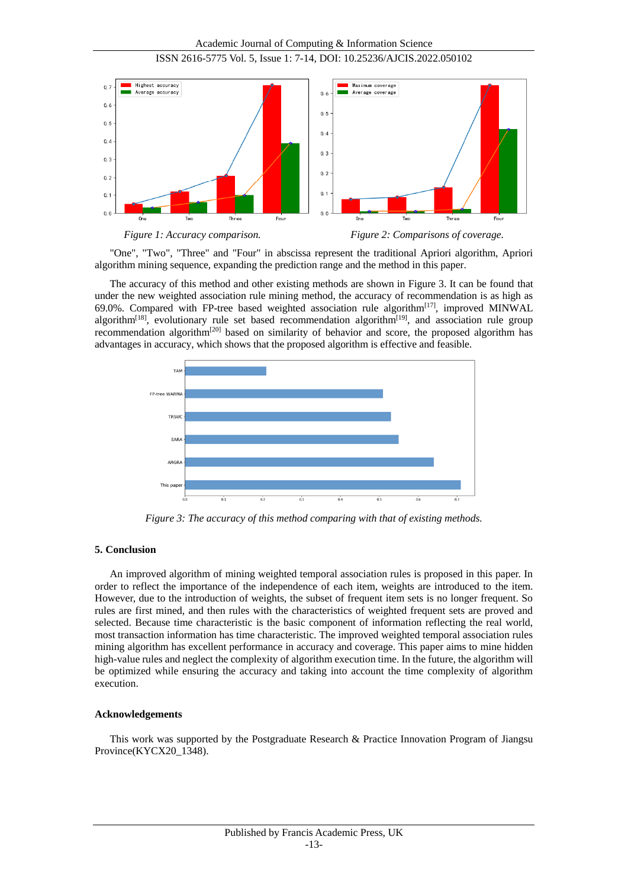Highest accuracy
Average accuracy

0.0 0.1 0.2 0.3 0.4 0.5 0.6 0.7

One Two Three Four

*Figure 1: Accuracy comparison.*

Maximum coverage
Average coverage

0.0 0.1 0.2 0.3 0.4 0.5 0.6

One Two Three Four

*Figure 2: Comparisons of coverage.*

"One", "Two", "Three" and "Four" in abscissa represent the traditional Apriori algorithm, Apriori algorithm mining sequence, expanding the prediction range and the method in this paper.

The accuracy of this method and other existing methods are shown in Figure 3. It can be found that under the new weighted association rule mining method, the accuracy of recommendation is as high as 69.0%. Compared with FP-tree based weighted association rule algorithm[17], improved MINWAL algorithm[18], evolutionary rule set based recommendation algorithm[19], and association rule group recommendation algorithm[20] based on similarity of behavior and score, the proposed algorithm has advantages in accuracy, which shows that the proposed algorithm is effective and feasible.

TAM
FP-tree WARMA
TRSUC
EARA
ARGRA
This paper

0.0 0.1 0.2 0.3 0.4 0.5 0.6 0.7

*Figure 3: The accuracy of this method comparing with that of existing methods.*

## 5. Conclusion

An improved algorithm of mining weighted temporal association rules is proposed in this paper. In order to reflect the importance of the independence of each item, weights are introduced to the item. However, due to the introduction of weights, the subset of frequent item sets is no longer frequent. So rules are first mined, and then rules with the characteristics of weighted frequent sets are proved and selected. Because time characteristic is the basic component of information reflecting the real world, most transaction information has time characteristic. The improved weighted temporal association rules mining algorithm has excellent performance in accuracy and coverage. This paper aims to mine hidden high-value rules and neglect the complexity of algorithm execution time. In the future, the algorithm will be optimized while ensuring the accuracy and taking into account the time complexity of algorithm execution.

## Acknowledgements

This work was supported by the Postgraduate Research & Practice Innovation Program of Jiangsu Province(KYCX20_1348).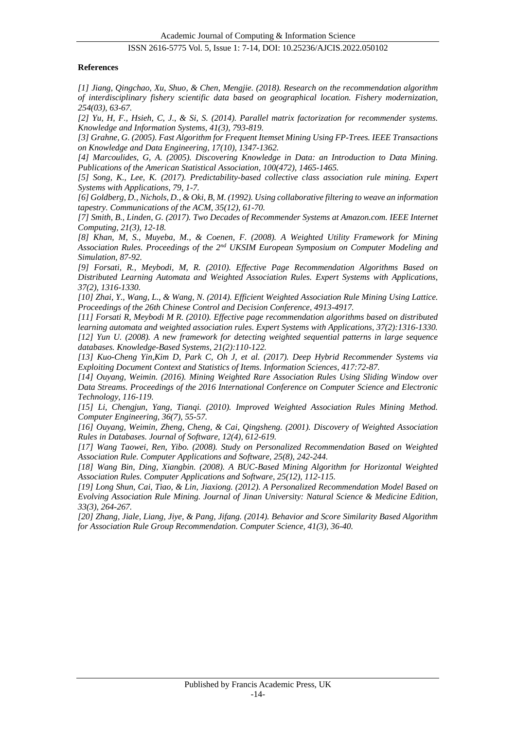**References**

*[1] Jiang, Qingchao, Xu, Shuo, & Chen, Mengjie. (2018). Research on the recommendation algorithm of interdisciplinary fishery scientific data based on geographical location. Fishery modernization, 254(03), 63-67.*

*[2] Yu, H, F., Hsieh, C, J., & Si, S. (2014). Parallel matrix factorization for recommender systems. Knowledge and Information Systems, 41(3), 793-819.*

*[3] Grahne, G. (2005). Fast Algorithm for Frequent Itemset Mining Using FP-Trees. IEEE Transactions on Knowledge and Data Engineering, 17(10), 1347-1362.*

*[4] Marcoulides, G, A. (2005). Discovering Knowledge in Data: an Introduction to Data Mining. Publications of the American Statistical Association, 100(472), 1465-1465.*

*[5] Song, K., Lee, K. (2017). Predictability-based collective class association rule mining. Expert Systems with Applications, 79, 1-7.*

*[6] Goldberg, D., Nichols, D., & Oki, B, M. (1992). Using collaborative filtering to weave an information tapestry. Communications of the ACM, 35(12), 61-70.*

*[7] Smith, B., Linden, G. (2017). Two Decades of Recommender Systems at Amazon.com. IEEE Internet Computing, 21(3), 12-18.*

*[8] Khan, M, S., Muyeba, M., & Coenen, F. (2008). A Weighted Utility Framework for Mining Association Rules. Proceedings of the 2nd UKSIM European Symposium on Computer Modeling and Simulation, 87-92.*

*[9] Forsati, R., Meybodi, M, R. (2010). Effective Page Recommendation Algorithms Based on Distributed Learning Automata and Weighted Association Rules. Expert Systems with Applications, 37(2), 1316-1330.*

*[10] Zhai, Y., Wang, L., & Wang, N. (2014). Efficient Weighted Association Rule Mining Using Lattice. Proceedings of the 26th Chinese Control and Decision Conference, 4913-4917.*

*[11] Forsati R, Meybodi M R. (2010). Effective page recommendation algorithms based on distributed learning automata and weighted association rules. Expert Systems with Applications, 37(2):1316-1330.*

*[12] Yun U. (2008). A new framework for detecting weighted sequential patterns in large sequence databases. Knowledge-Based Systems, 21(2):110-122.*

*[13] Kuo-Cheng Yin,Kim D, Park C, Oh J, et al. (2017). Deep Hybrid Recommender Systems via Exploiting Document Context and Statistics of Items. Information Sciences, 417:72-87.*

*[14] Ouyang, Weimin. (2016). Mining Weighted Rare Association Rules Using Sliding Window over Data Streams. Proceedings of the 2016 International Conference on Computer Science and Electronic Technology, 116-119.*

*[15] Li, Chengjun, Yang, Tianqi. (2010). Improved Weighted Association Rules Mining Method. Computer Engineering, 36(7), 55-57.*

*[16] Ouyang, Weimin, Zheng, Cheng, & Cai, Qingsheng. (2001). Discovery of Weighted Association Rules in Databases. Journal of Software, 12(4), 612-619.*

*[17] Wang Taowei, Ren, Yibo. (2008). Study on Personalized Recommendation Based on Weighted Association Rule. Computer Applications and Software, 25(8), 242-244.*

*[18] Wang Bin, Ding, Xiangbin. (2008). A BUC-Based Mining Algorithm for Horizontal Weighted Association Rules. Computer Applications and Software, 25(12), 112-115.*

*[19] Long Shun, Cai, Tiao, & Lin, Jiaxiong. (2012). A Personalized Recommendation Model Based on Evolving Association Rule Mining. Journal of Jinan University: Natural Science & Medicine Edition, 33(3), 264-267.*

*[20] Zhang, Jiale, Liang, Jiye, & Pang, Jifang. (2014). Behavior and Score Similarity Based Algorithm for Association Rule Group Recommendation. Computer Science, 41(3), 36-40.*